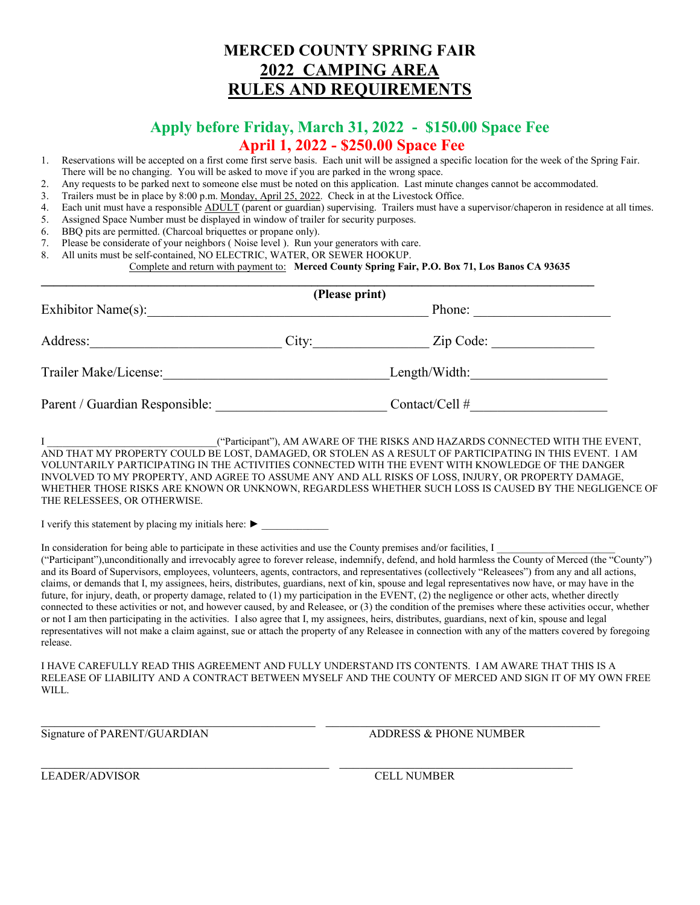# MERCED COUNTY SPRING FAIR
# 2022 CAMPING AREA
# RULES AND REQUIREMENTS

## Apply before Friday, March 31, 2022 - $150.00 Space Fee
## April 1, 2022 - $250.00 Space Fee

1. Reservations will be accepted on a first come first serve basis. Each unit will be assigned a specific location for the week of the Spring Fair. There will be no changing. You will be asked to move if you are parked in the wrong space.
2. Any requests to be parked next to someone else must be noted on this application. Last minute changes cannot be accommodated.
3. Trailers must be in place by 8:00 p.m. Monday, April 25, 2022. Check in at the Livestock Office.
4. Each unit must have a responsible ADULT (parent or guardian) supervising. Trailers must have a supervisor/chaperon in residence at all times.
5. Assigned Space Number must be displayed in window of trailer for security purposes.
6. BBQ pits are permitted. (Charcoal briquettes or propane only).
7. Please be considerate of your neighbors ( Noise level ). Run your generators with care.
8. All units must be self-contained, NO ELECTRIC, WATER, OR SEWER HOOKUP.

Complete and return with payment to: **Merced County Spring Fair, P.O. Box 71, Los Banos CA 93635**

---

**(Please print)**

Exhibitor Name(s):________________________________________ Phone: ____________________

Address:____________________________ City:________________ Zip Code: _______________

Trailer Make/License:_________________________________ Length/Width:____________________

Parent / Guardian Responsible: _________________________ Contact/Cell #____________________

I _____________________________("Participant"), AM AWARE OF THE RISKS AND HAZARDS CONNECTED WITH THE EVENT, AND THAT MY PROPERTY COULD BE LOST, DAMAGED, OR STOLEN AS A RESULT OF PARTICIPATING IN THIS EVENT. I AM VOLUNTARILY PARTICIPATING IN THE ACTIVITIES CONNECTED WITH THE EVENT WITH KNOWLEDGE OF THE DANGER INVOLVED TO MY PROPERTY, AND AGREE TO ASSUME ANY AND ALL RISKS OF LOSS, INJURY, OR PROPERTY DAMAGE, WHETHER THOSE RISKS ARE KNOWN OR UNKNOWN, REGARDLESS WHETHER SUCH LOSS IS CAUSED BY THE NEGLIGENCE OF THE RELESSEES, OR OTHERWISE.

I verify this statement by placing my initials here: ► ____________

In consideration for being able to participate in these activities and use the County premises and/or facilities, I _____________________ ("Participant"),unconditionally and irrevocably agree to forever release, indemnify, defend, and hold harmless the County of Merced (the "County") and its Board of Supervisors, employees, volunteers, agents, contractors, and representatives (collectively "Releasees") from any and all actions, claims, or demands that I, my assignees, heirs, distributes, guardians, next of kin, spouse and legal representatives now have, or may have in the future, for injury, death, or property damage, related to (1) my participation in the EVENT, (2) the negligence or other acts, whether directly connected to these activities or not, and however caused, by and Releasee, or (3) the condition of the premises where these activities occur, whether or not I am then participating in the activities. I also agree that I, my assignees, heirs, distributes, guardians, next of kin, spouse and legal representatives will not make a claim against, sue or attach the property of any Releasee in connection with any of the matters covered by foregoing release.

I HAVE CAREFULLY READ THIS AGREEMENT AND FULLY UNDERSTAND ITS CONTENTS. I AM AWARE THAT THIS IS A RELEASE OF LIABILITY AND A CONTRACT BETWEEN MYSELF AND THE COUNTY OF MERCED AND SIGN IT OF MY OWN FREE WILL.

_____________________________________________ _____________________________________________

Signature of PARENT/GUARDIAN ADDRESS & PHONE NUMBER

_____________________________________________ _____________________________________________

LEADER/ADVISOR CELL NUMBER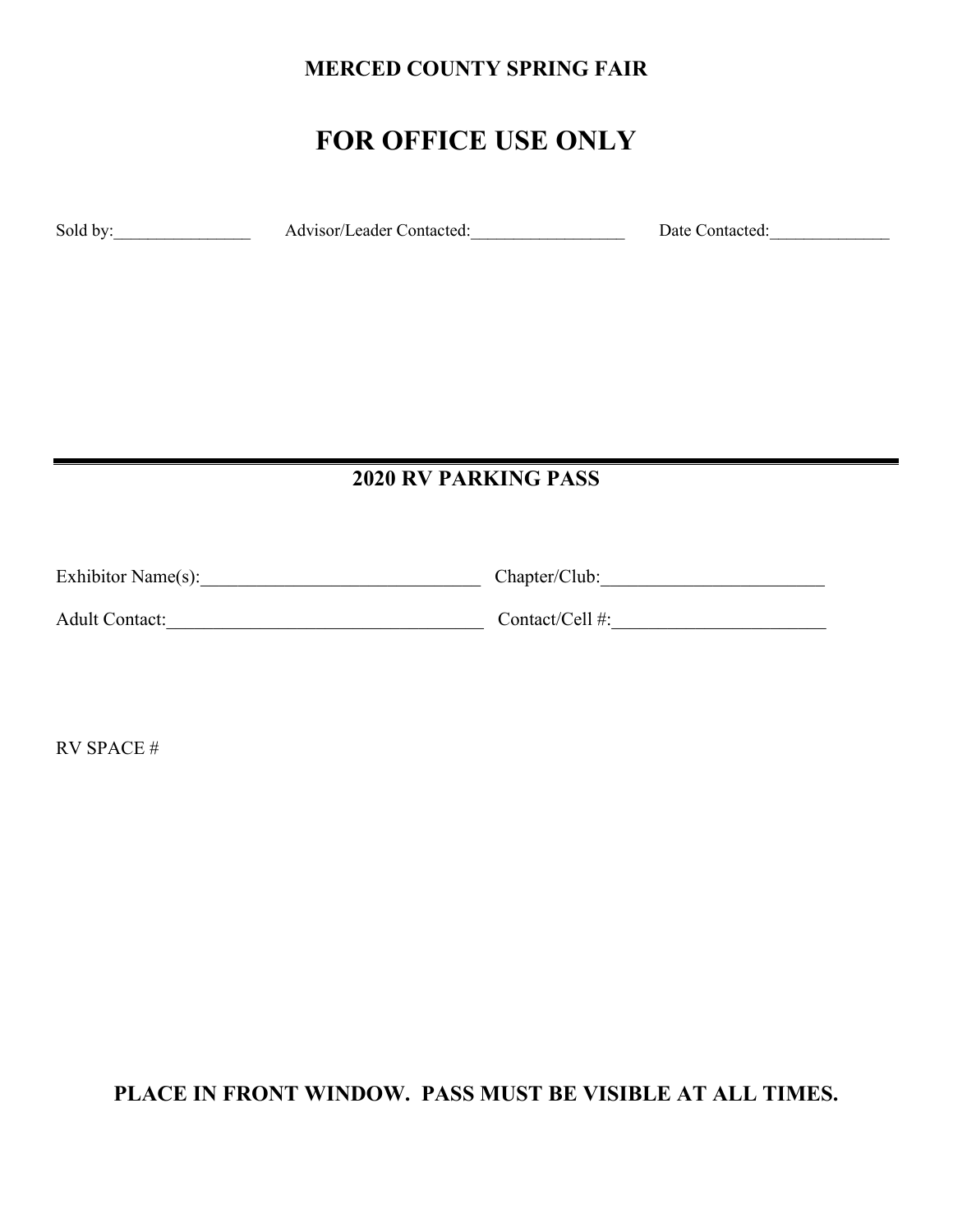**MERCED COUNTY SPRING FAIR**

# FOR OFFICE USE ONLY

Sold by:________________ Advisor/Leader Contacted:__________________ Date Contacted:______________

---

## 2020 RV PARKING PASS

Exhibitor Name(s):_______________________________ Chapter/Club:_________________________

Adult Contact:___________________________________ Contact/Cell #:_______________________

RV SPACE #

**PLACE IN FRONT WINDOW. PASS MUST BE VISIBLE AT ALL TIMES.**